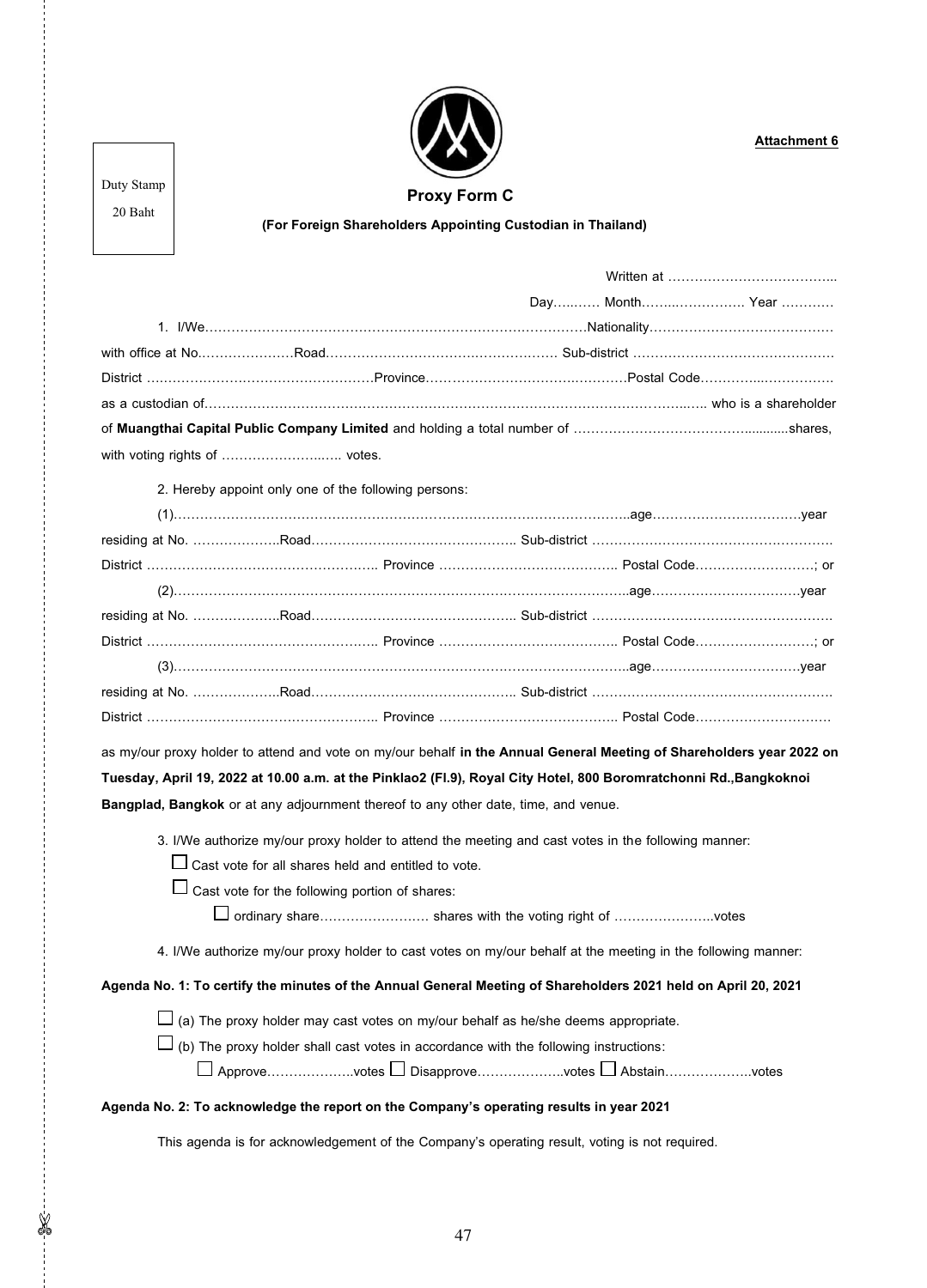Duty Stamp
20 Baht

**Attachment 6**

## Proxy Form C

**(For Foreign Shareholders Appointing Custodian in Thailand)**

Written at ………………………………..

Day………. Month……..……………. Year …………

1. I/We……………………………………………………………………………Nationality……………………………………
with office at No.…………………Road……………………………………………… Sub-district ………………………………………
District ……………………………………………Province……………………………………Postal Code…………..…………….
as a custodian of……………………………………………………………………………………………… who is a shareholder of **Muangthai Capital Public Company Limited** and holding a total number of ……………………………………...........shares, with voting rights of ……………………..….. votes.

2. Hereby appoint only one of the following persons:

(1)……………………………………………………………………………………………..age…………………………….year
residing at No. ………………..Road……………………………………….. Sub-district ……………………………………………….
District …………………………………………….. Province ………………………………….. Postal Code………………………; or

(2)……………………………………………………………………………………………..age…………………………….year
residing at No. ………………..Road……………………………………….. Sub-district ……………………………………………….
District …………………………………………….. Province ………………………………….. Postal Code………………………; or

(3)……………………………………………………………………………………………..age…………………………….year
residing at No. ………………..Road……………………………………….. Sub-district ……………………………………………….
District …………………………………………….. Province ………………………………….. Postal Code…………………………

as my/our proxy holder to attend and vote on my/our behalf **in the Annual General Meeting of Shareholders year 2022 on Tuesday, April 19, 2022 at 10.00 a.m. at the Pinklao2 (Fl.9), Royal City Hotel, 800 Boromratchonni Rd.,Bangkoknoi Bangplad, Bangkok** or at any adjournment thereof to any other date, time, and venue.

3. I/We authorize my/our proxy holder to attend the meeting and cast votes in the following manner:

☐ Cast vote for all shares held and entitled to vote.

☐ Cast vote for the following portion of shares:

☐ ordinary share……………………. shares with the voting right of …………………..votes

4. I/We authorize my/our proxy holder to cast votes on my/our behalf at the meeting in the following manner:

**Agenda No. 1: To certify the minutes of the Annual General Meeting of Shareholders 2021 held on April 20, 2021**

☐ (a) The proxy holder may cast votes on my/our behalf as he/she deems appropriate.

☐ (b) The proxy holder shall cast votes in accordance with the following instructions:

☐ Approve………………..votes ☐ Disapprove………………..votes ☐ Abstain………………..votes

**Agenda No. 2: To acknowledge the report on the Company's operating results in year 2021**

This agenda is for acknowledgement of the Company's operating result, voting is not required.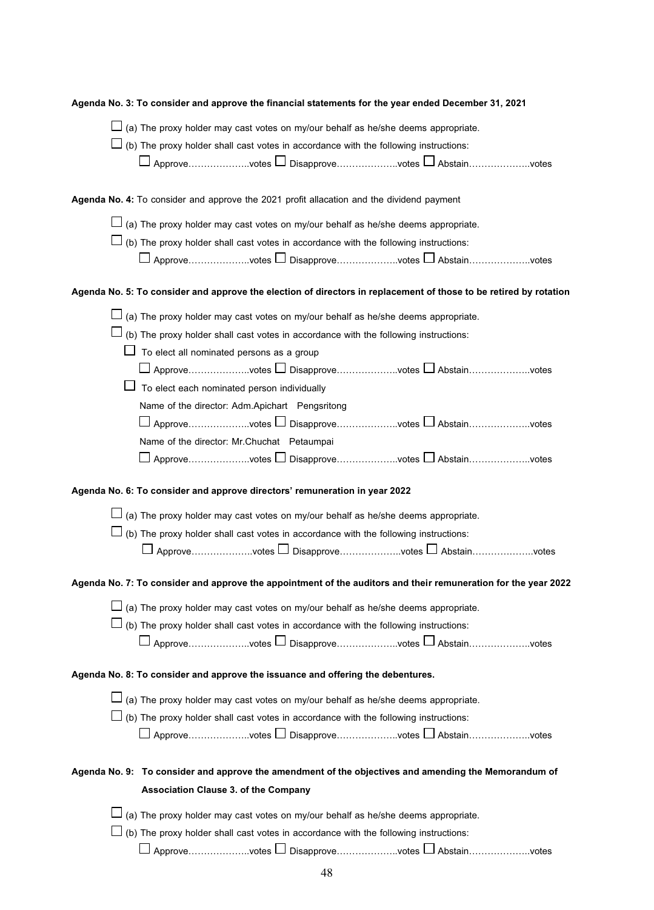**Agenda No. 3: To consider and approve the financial statements for the year ended December 31, 2021**

☐ (a) The proxy holder may cast votes on my/our behalf as he/she deems appropriate.

☐ (b) The proxy holder shall cast votes in accordance with the following instructions:

☐ Approve………………..votes ☐ Disapprove………………..votes ☐ Abstain………………..votes

**Agenda No. 4:** To consider and approve the 2021 profit allacation and the dividend payment

☐ (a) The proxy holder may cast votes on my/our behalf as he/she deems appropriate.

☐ (b) The proxy holder shall cast votes in accordance with the following instructions:

☐ Approve………………..votes ☐ Disapprove………………..votes ☐ Abstain………………..votes

**Agenda No. 5: To consider and approve the election of directors in replacement of those to be retired by rotation**

☐ (a) The proxy holder may cast votes on my/our behalf as he/she deems appropriate.

☐ (b) The proxy holder shall cast votes in accordance with the following instructions:

☐ To elect all nominated persons as a group

☐ Approve………………..votes ☐ Disapprove………………..votes ☐ Abstain………………..votes

☐ To elect each nominated person individually

Name of the director: Adm.Apichart Pengsritong

☐ Approve………………..votes ☐ Disapprove………………..votes ☐ Abstain………………..votes

Name of the director: Mr.Chuchat Petaumpai

☐ Approve………………..votes ☐ Disapprove………………..votes ☐ Abstain………………..votes

**Agenda No. 6: To consider and approve directors' remuneration in year 2022**

☐ (a) The proxy holder may cast votes on my/our behalf as he/she deems appropriate.

☐ (b) The proxy holder shall cast votes in accordance with the following instructions:

☐ Approve………………..votes ☐ Disapprove………………..votes ☐ Abstain………………..votes

**Agenda No. 7: To consider and approve the appointment of the auditors and their remuneration for the year 2022**

☐ (a) The proxy holder may cast votes on my/our behalf as he/she deems appropriate.

☐ (b) The proxy holder shall cast votes in accordance with the following instructions:

☐ Approve………………..votes ☐ Disapprove………………..votes ☐ Abstain………………..votes

**Agenda No. 8: To consider and approve the issuance and offering the debentures.**

☐ (a) The proxy holder may cast votes on my/our behalf as he/she deems appropriate.

☐ (b) The proxy holder shall cast votes in accordance with the following instructions:

☐ Approve………………..votes ☐ Disapprove………………..votes ☐ Abstain………………..votes

**Agenda No. 9: To consider and approve the amendment of the objectives and amending the Memorandum of Association Clause 3. of the Company**

☐ (a) The proxy holder may cast votes on my/our behalf as he/she deems appropriate.

☐ (b) The proxy holder shall cast votes in accordance with the following instructions:

☐ Approve………………..votes ☐ Disapprove………………..votes ☐ Abstain………………..votes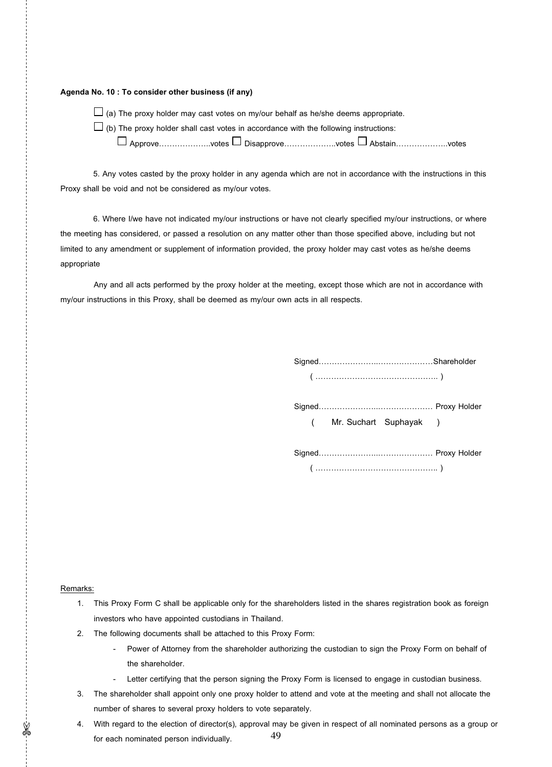**Agenda No. 10 : To consider other business (if any)**

☐ (a) The proxy holder may cast votes on my/our behalf as he/she deems appropriate.

☐ (b) The proxy holder shall cast votes in accordance with the following instructions:

☐ Approve………………..votes ☐ Disapprove………………..votes ☐ Abstain………………..votes

5. Any votes casted by the proxy holder in any agenda which are not in accordance with the instructions in this Proxy shall be void and not be considered as my/our votes.

6. Where I/we have not indicated my/our instructions or have not clearly specified my/our instructions, or where the meeting has considered, or passed a resolution on any matter other than those specified above, including but not limited to any amendment or supplement of information provided, the proxy holder may cast votes as he/she deems appropriate

Any and all acts performed by the proxy holder at the meeting, except those which are not in accordance with my/our instructions in this Proxy, shall be deemed as my/our own acts in all respects.

Signed…………………..………………Shareholder

( ……………………………………….. )

Signed…………………..……………… Proxy Holder

( Mr. Suchart Suphayak )

Signed…………………..……………… Proxy Holder

( ……………………………………….. )

Remarks:

1. This Proxy Form C shall be applicable only for the shareholders listed in the shares registration book as foreign investors who have appointed custodians in Thailand.
2. The following documents shall be attached to this Proxy Form:
   - Power of Attorney from the shareholder authorizing the custodian to sign the Proxy Form on behalf of the shareholder.
   - Letter certifying that the person signing the Proxy Form is licensed to engage in custodian business.
3. The shareholder shall appoint only one proxy holder to attend and vote at the meeting and shall not allocate the number of shares to several proxy holders to vote separately.
4. With regard to the election of director(s), approval may be given in respect of all nominated persons as a group or for each nominated person individually.